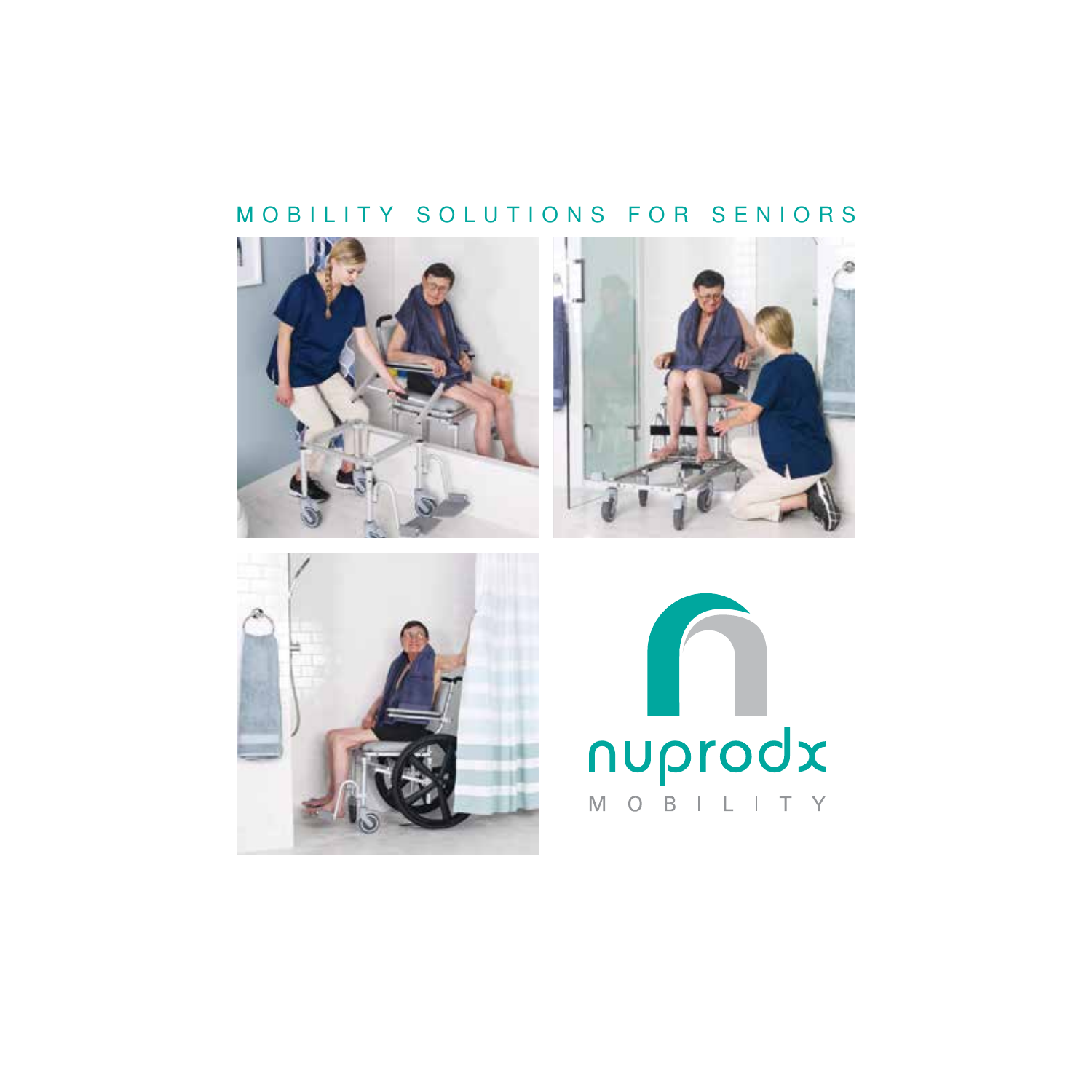MOBILITY SOLUTIONS FOR SENIORS

nuprodx

MOBILITY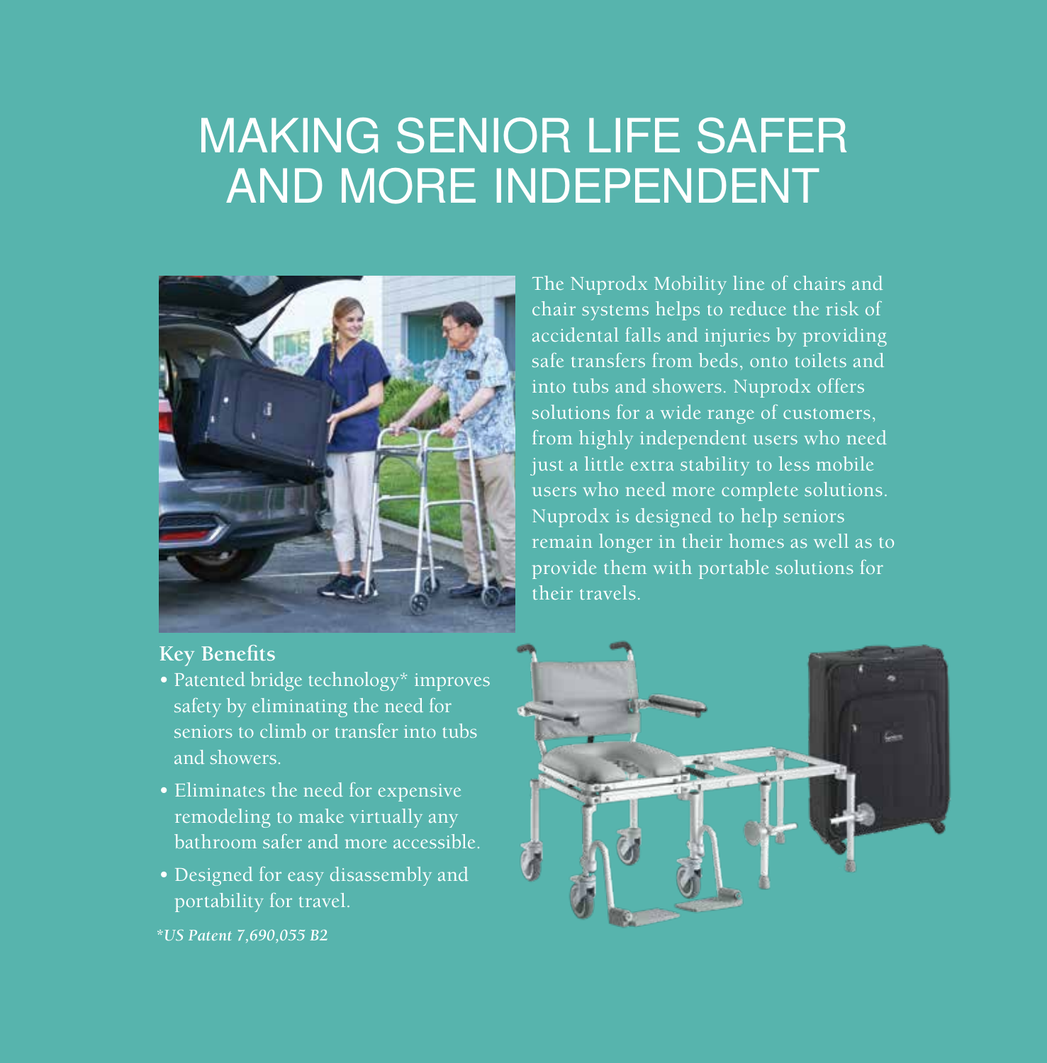# MAKING SENIOR LIFE SAFER AND MORE INDEPENDENT

The Nuprodx Mobility line of chairs and chair systems helps to reduce the risk of accidental falls and injuries by providing safe transfers from beds, onto toilets and into tubs and showers. Nuprodx offers solutions for a wide range of customers, from highly independent users who need just a little extra stability to less mobile users who need more complete solutions. Nuprodx is designed to help seniors remain longer in their homes as well as to provide them with portable solutions for their travels.

**Key Benefits**

- Patented bridge technology* improves safety by eliminating the need for seniors to climb or transfer into tubs and showers.
- Eliminates the need for expensive remodeling to make virtually any bathroom safer and more accessible.
- Designed for easy disassembly and portability for travel.

*\*US Patent 7,690,055 B2*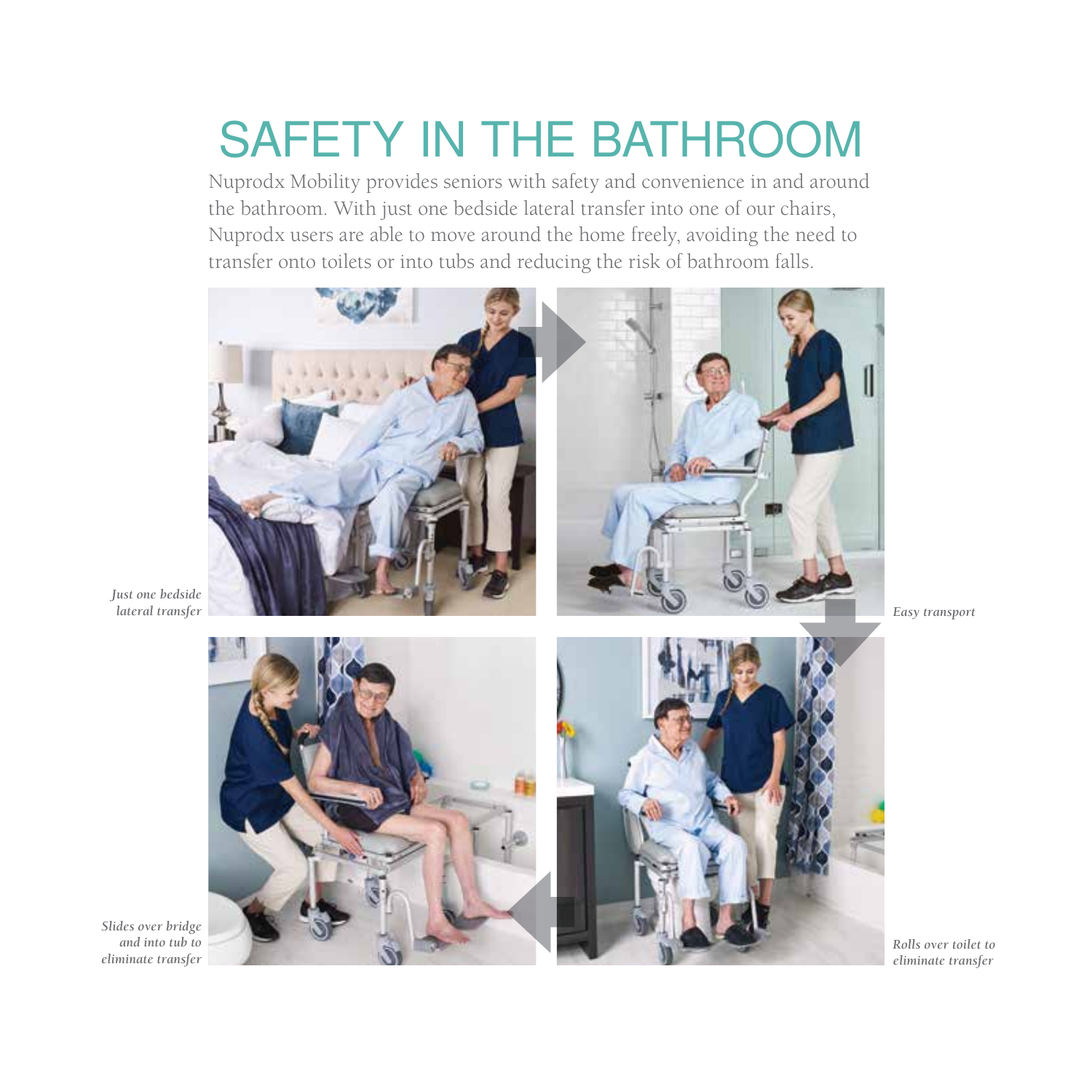# SAFETY IN THE BATHROOM

Nuprodx Mobility provides seniors with safety and convenience in and around the bathroom. With just one bedside lateral transfer into one of our chairs, Nuprodx users are able to move around the home freely, avoiding the need to transfer onto toilets or into tubs and reducing the risk of bathroom falls.

*Just one bedside lateral transfer*

*Easy transport*

*Rolls over toilet to eliminate transfer*

*Slides over bridge and into tub to eliminate transfer*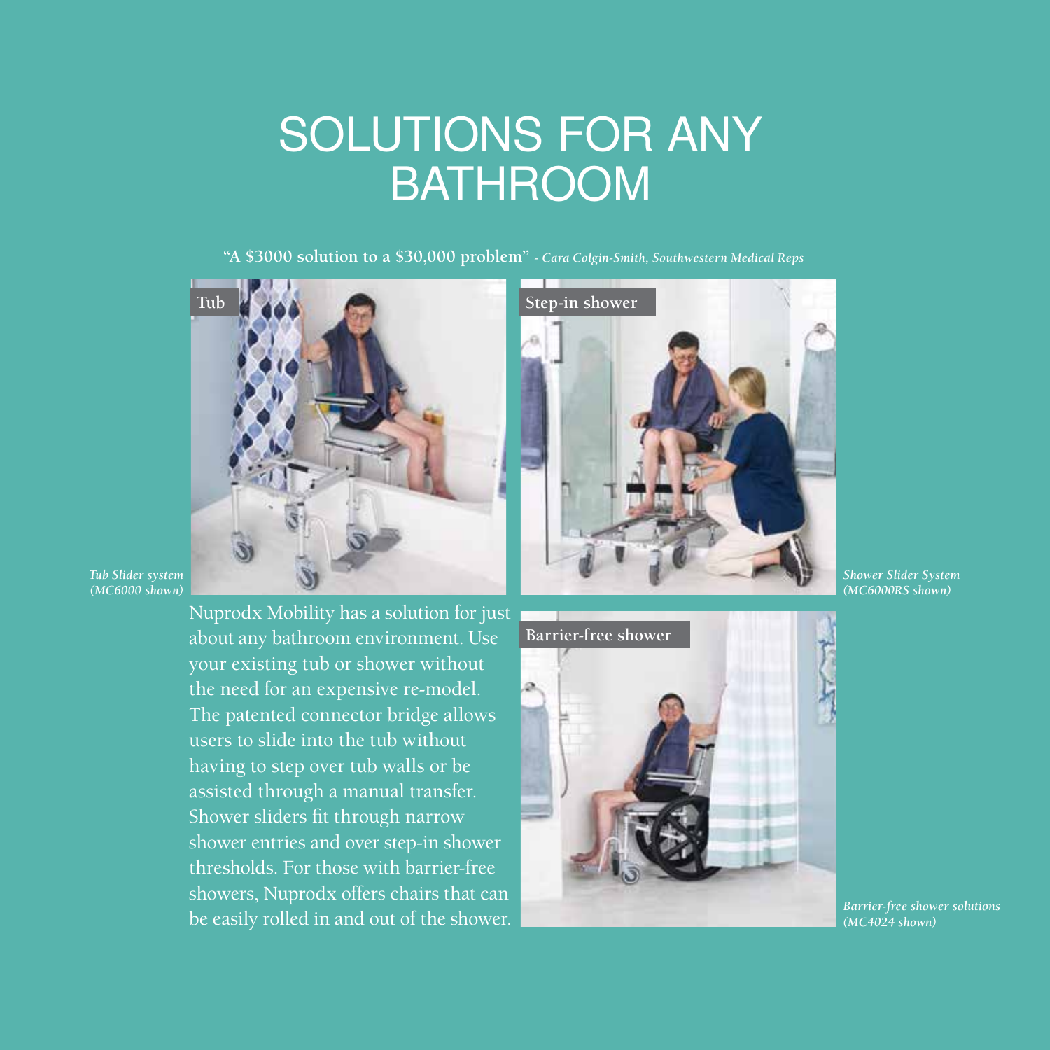# SOLUTIONS FOR ANY BATHROOM

"A $3000 solution to a $30,000 problem" - *Cara Colgin-Smith, Southwestern Medical Reps*

**Tub**

*Tub Slider system (MC6000 shown)*

**Step-in shower**

*Shower Slider System (MC6000RS shown)*

Nuprodx Mobility has a solution for just about any bathroom environment. Use your existing tub or shower without the need for an expensive re-model. The patented connector bridge allows users to slide into the tub without having to step over tub walls or be assisted through a manual transfer. Shower sliders fit through narrow shower entries and over step-in shower thresholds. For those with barrier-free showers, Nuprodx offers chairs that can be easily rolled in and out of the shower.

**Barrier-free shower**

*Barrier-free shower solutions (MC4024 shown)*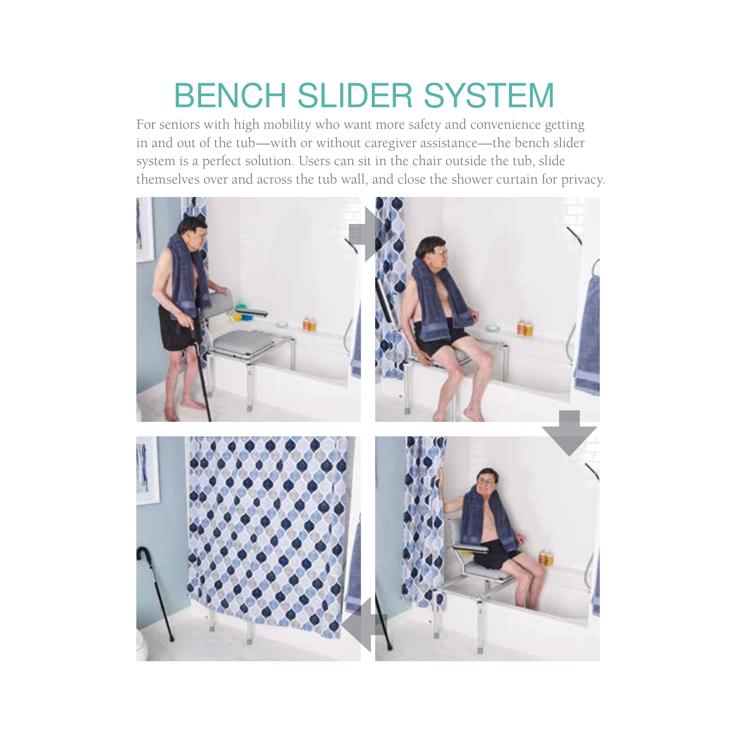# BENCH SLIDER SYSTEM

For seniors with high mobility who want more safety and convenience getting in and out of the tub—with or without caregiver assistance—the bench slider system is a perfect solution. Users can sit in the chair outside the tub, slide themselves over and across the tub wall, and close the shower curtain for privacy.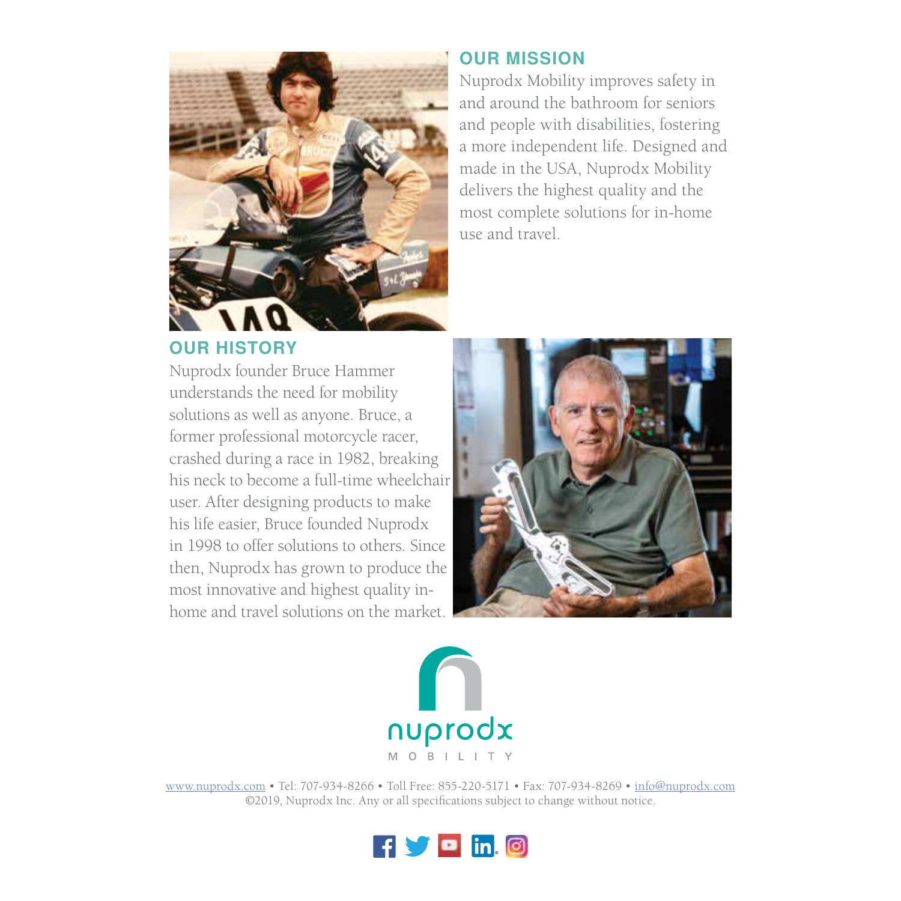## OUR MISSION

Nuprodx Mobility improves safety in and around the bathroom for seniors and people with disabilities, fostering a more independent life. Designed and made in the USA, Nuprodx Mobility delivers the highest quality and the most complete solutions for in-home use and travel.

## OUR HISTORY

Nuprodx founder Bruce Hammer understands the need for mobility solutions as well as anyone. Bruce, a former professional motorcycle racer, crashed during a race in 1982, breaking his neck to become a full-time wheelchair user. After designing products to make his life easier, Bruce founded Nuprodx in 1998 to offer solutions to others. Since then, Nuprodx has grown to produce the most innovative and highest quality in-home and travel solutions on the market.

nuprodx

MOBILITY

www.nuprodx.com • Tel: 707-934-8266 • Toll Free: 855-220-5171 • Fax: 707-934-8269 • info@nuprodx.com
©2019, Nuprodx Inc. Any or all specifications subject to change without notice.